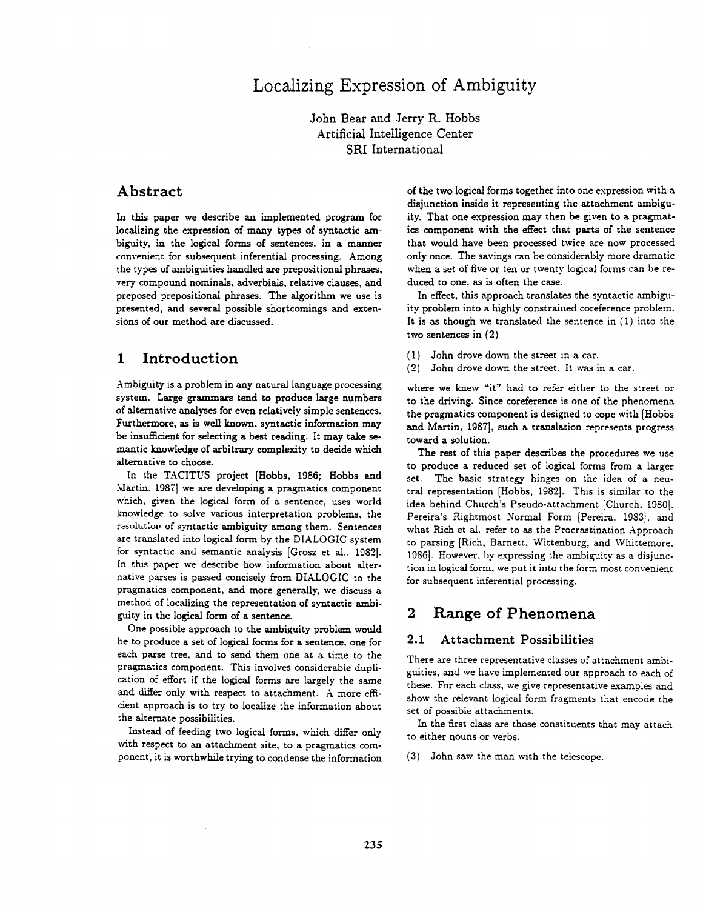# Localizing Expression of Ambiguity

John Bear and Jerry R. Hobbs
Artificial Intelligence Center
SRI International

## Abstract

In this paper we describe an implemented program for localizing the expression of many types of syntactic ambiguity, in the logical forms of sentences, in a manner convenient for subsequent inferential processing. Among the types of ambiguities handled are prepositional phrases, very compound nominals, adverbials, relative clauses, and preposed prepositional phrases. The algorithm we use is presented, and several possible shortcomings and extensions of our method are discussed.

## 1 Introduction

Ambiguity is a problem in any natural language processing system. Large grammars tend to produce large numbers of alternative analyses for even relatively simple sentences. Furthermore, as is well known, syntactic information may be insufficient for selecting a best reading. It may take semantic knowledge of arbitrary complexity to decide which alternative to choose.

In the TACITUS project [Hobbs, 1986; Hobbs and Martin, 1987] we are developing a pragmatics component which, given the logical form of a sentence, uses world knowledge to solve various interpretation problems, the resolution of syntactic ambiguity among them. Sentences are translated into logical form by the DIALOGIC system for syntactic and semantic analysis [Grosz et al., 1982]. In this paper we describe how information about alternative parses is passed concisely from DIALOGIC to the pragmatics component, and more generally, we discuss a method of localizing the representation of syntactic ambiguity in the logical form of a sentence.

One possible approach to the ambiguity problem would be to produce a set of logical forms for a sentence, one for each parse tree, and to send them one at a time to the pragmatics component. This involves considerable duplication of effort if the logical forms are largely the same and differ only with respect to attachment. A more efficient approach is to try to localize the information about the alternate possibilities.

Instead of feeding two logical forms, which differ only with respect to an attachment site, to a pragmatics component, it is worthwhile trying to condense the information of the two logical forms together into one expression with a disjunction inside it representing the attachment ambiguity. That one expression may then be given to a pragmatics component with the effect that parts of the sentence that would have been processed twice are now processed only once. The savings can be considerably more dramatic when a set of five or ten or twenty logical forms can be reduced to one, as is often the case.

In effect, this approach translates the syntactic ambiguity problem into a highly constrained coreference problem. It is as though we translated the sentence in (1) into the two sentences in (2)

(1) John drove down the street in a car.
(2) John drove down the street. It was in a car.

where we knew "it" had to refer either to the street or to the driving. Since coreference is one of the phenomena the pragmatics component is designed to cope with [Hobbs and Martin, 1987], such a translation represents progress toward a solution.

The rest of this paper describes the procedures we use to produce a reduced set of logical forms from a larger set. The basic strategy hinges on the idea of a neutral representation [Hobbs, 1982]. This is similar to the idea behind Church's Pseudo-attachment [Church, 1980], Pereira's Rightmost Normal Form [Pereira, 1983], and what Rich et al. refer to as the Procrastination Approach to parsing [Rich, Barnett, Wittenburg, and Whittemore, 1986]. However, by expressing the ambiguity as a disjunction in logical form, we put it into the form most convenient for subsequent inferential processing.

## 2 Range of Phenomena

### 2.1 Attachment Possibilities

There are three representative classes of attachment ambiguities, and we have implemented our approach to each of these. For each class, we give representative examples and show the relevant logical form fragments that encode the set of possible attachments.

In the first class are those constituents that may attach to either nouns or verbs.

(3) John saw the man with the telescope.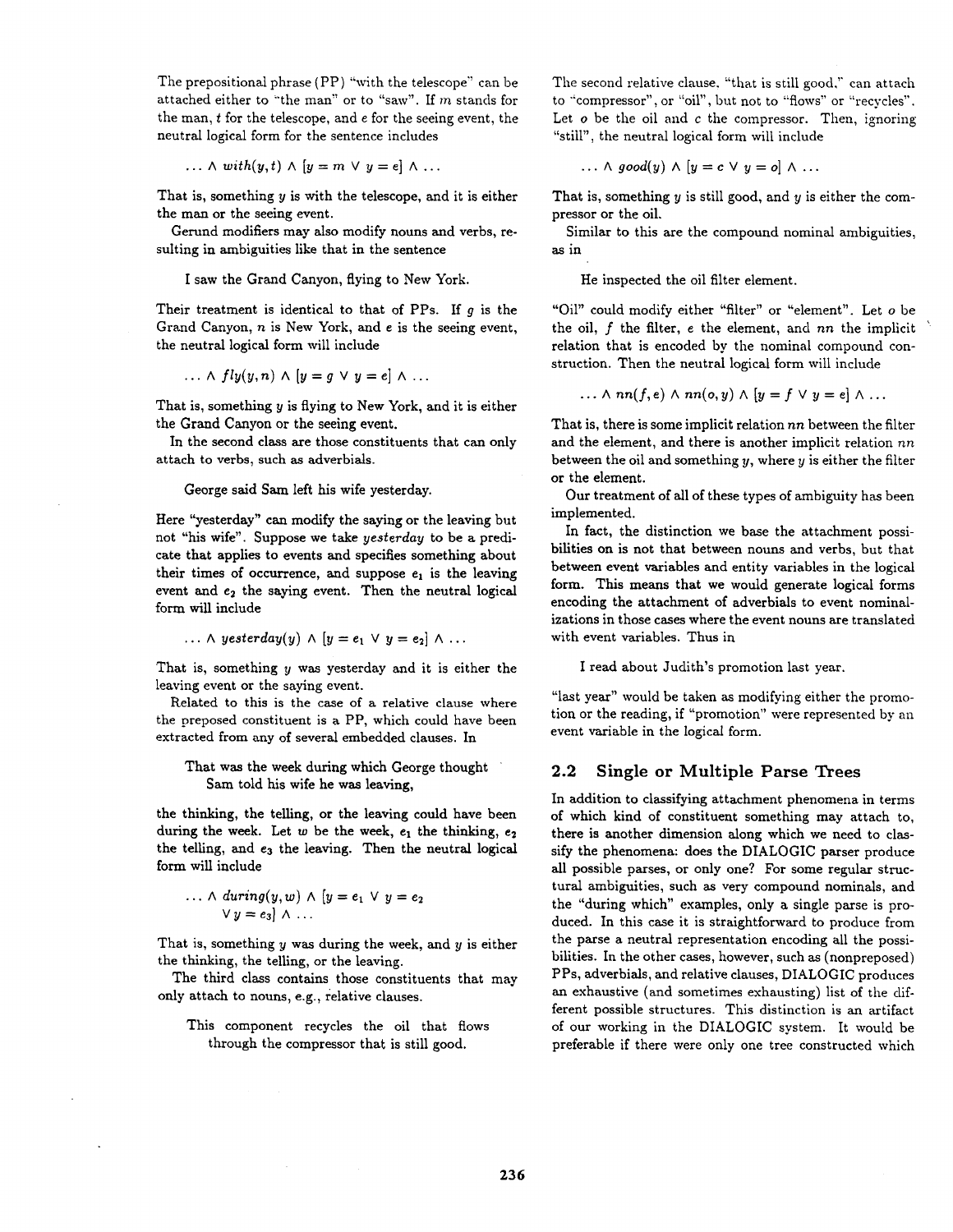The prepositional phrase (PP) "with the telescope" can be attached either to "the man" or to "saw". If $m$ stands for the man, $t$ for the telescope, and $e$ for the seeing event, the neutral logical form for the sentence includes

$$\ldots \wedge \mathit{with}(y,t) \wedge [y = m \vee y = e] \wedge \ldots$$

That is, something $y$ is with the telescope, and it is either the man or the seeing event.

Gerund modifiers may also modify nouns and verbs, resulting in ambiguities like that in the sentence

> I saw the Grand Canyon, flying to New York.

Their treatment is identical to that of PPs. If $g$ is the Grand Canyon, $n$ is New York, and $e$ is the seeing event, the neutral logical form will include

$$\ldots \wedge \mathit{fly}(y,n) \wedge [y = g \vee y = e] \wedge \ldots$$

That is, something $y$ is flying to New York, and it is either the Grand Canyon or the seeing event.

In the second class are those constituents that can only attach to verbs, such as adverbials.

> George said Sam left his wife yesterday.

Here "yesterday" can modify the saying or the leaving but not "his wife". Suppose we take *yesterday* to be a predicate that applies to events and specifies something about their times of occurrence, and suppose $e_1$ is the leaving event and $e_2$ the saying event. Then the neutral logical form will include

$$\ldots \wedge \mathit{yesterday}(y) \wedge [y = e_1 \vee y = e_2] \wedge \ldots$$

That is, something $y$ was yesterday and it is either the leaving event or the saying event.

Related to this is the case of a relative clause where the preposed constituent is a PP, which could have been extracted from any of several embedded clauses. In

> That was the week during which George thought Sam told his wife he was leaving,

the thinking, the telling, or the leaving could have been during the week. Let $w$ be the week, $e_1$ the thinking, $e_2$ the telling, and $e_3$ the leaving. Then the neutral logical form will include

$$\ldots \wedge \mathit{during}(y,w) \wedge [y = e_1 \vee y = e_2 \vee y = e_3] \wedge \ldots$$

That is, something $y$ was during the week, and $y$ is either the thinking, the telling, or the leaving.

The third class contains those constituents that may only attach to nouns, e.g., relative clauses.

> This component recycles the oil that flows through the compressor that is still good.

The second relative clause, "that is still good," can attach to "compressor", or "oil", but not to "flows" or "recycles". Let $o$ be the oil and $c$ the compressor. Then, ignoring "still", the neutral logical form will include

$$\ldots \wedge \mathit{good}(y) \wedge [y = c \vee y = o] \wedge \ldots$$

That is, something $y$ is still good, and $y$ is either the compressor or the oil.

Similar to this are the compound nominal ambiguities, as in

> He inspected the oil filter element.

"Oil" could modify either "filter" or "element". Let $o$ be the oil, $f$ the filter, $e$ the element, and $nn$ the implicit relation that is encoded by the nominal compound construction. Then the neutral logical form will include

$$\ldots \wedge \mathit{nn}(f,e) \wedge \mathit{nn}(o,y) \wedge [y = f \vee y = e] \wedge \ldots$$

That is, there is some implicit relation $nn$ between the filter and the element, and there is another implicit relation $nn$ between the oil and something $y$, where $y$ is either the filter or the element.

Our treatment of all of these types of ambiguity has been implemented.

In fact, the distinction we base the attachment possibilities on is not that between nouns and verbs, but that between event variables and entity variables in the logical form. This means that we would generate logical forms encoding the attachment of adverbials to event nominalizations in those cases where the event nouns are translated with event variables. Thus in

> I read about Judith's promotion last year.

"last year" would be taken as modifying either the promotion or the reading, if "promotion" were represented by an event variable in the logical form.

## 2.2 Single or Multiple Parse Trees

In addition to classifying attachment phenomena in terms of which kind of constituent something may attach to, there is another dimension along which we need to classify the phenomena: does the DIALOGIC parser produce all possible parses, or only one? For some regular structural ambiguities, such as very compound nominals, and the "during which" examples, only a single parse is produced. In this case it is straightforward to produce from the parse a neutral representation encoding all the possibilities. In the other cases, however, such as (nonpreposed) PPs, adverbials, and relative clauses, DIALOGIC produces an exhaustive (and sometimes exhausting) list of the different possible structures. This distinction is an artifact of our working in the DIALOGIC system. It would be preferable if there were only one tree constructed which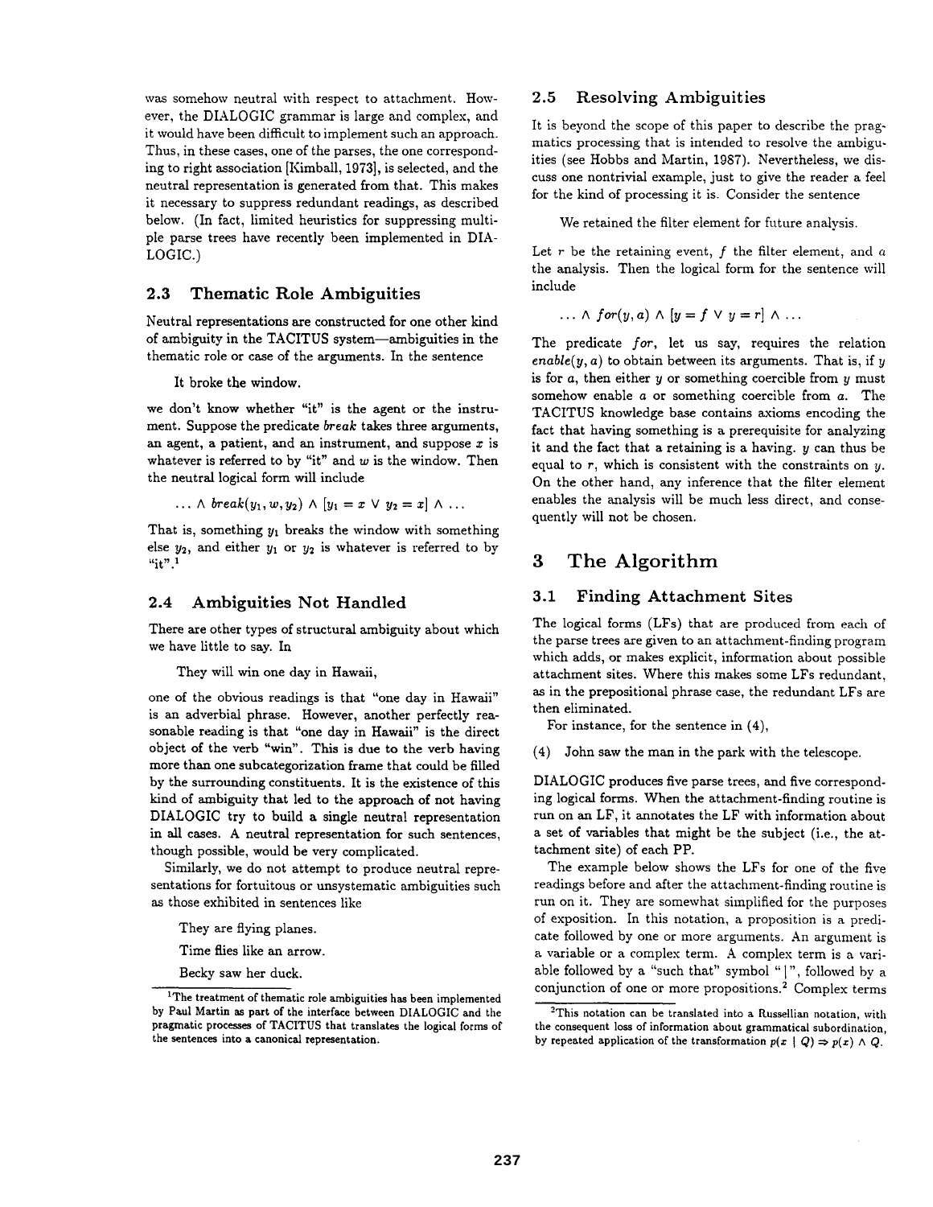was somehow neutral with respect to attachment. However, the DIALOGIC grammar is large and complex, and it would have been difficult to implement such an approach. Thus, in these cases, one of the parses, the one corresponding to right association [Kimball, 1973], is selected, and the neutral representation is generated from that. This makes it necessary to suppress redundant readings, as described below. (In fact, limited heuristics for suppressing multiple parse trees have recently been implemented in DIALOGIC.)

### 2.3 Thematic Role Ambiguities

Neutral representations are constructed for one other kind of ambiguity in the TACITUS system—ambiguities in the thematic role or case of the arguments. In the sentence

> It broke the window.

we don't know whether "it" is the agent or the instrument. Suppose the predicate *break* takes three arguments, an agent, a patient, and an instrument, and suppose $x$ is whatever is referred to by "it" and $w$ is the window. Then the neutral logical form will include

$$\ldots \wedge\ break(y_1, w, y_2) \wedge [y_1 = x \vee y_2 = x] \wedge \ldots$$

That is, something $y_1$ breaks the window with something else $y_2$, and either $y_1$ or $y_2$ is whatever is referred to by "it".[1]

### 2.4 Ambiguities Not Handled

There are other types of structural ambiguity about which we have little to say. In

> They will win one day in Hawaii,

one of the obvious readings is that "one day in Hawaii" is an adverbial phrase. However, another perfectly reasonable reading is that "one day in Hawaii" is the direct object of the verb "win". This is due to the verb having more than one subcategorization frame that could be filled by the surrounding constituents. It is the existence of this kind of ambiguity that led to the approach of not having DIALOGIC try to build a single neutral representation in all cases. A neutral representation for such sentences, though possible, would be very complicated.

Similarly, we do not attempt to produce neutral representations for fortuitous or unsystematic ambiguities such as those exhibited in sentences like

> They are flying planes.
>
> Time flies like an arrow.
>
> Becky saw her duck.

[1] The treatment of thematic role ambiguities has been implemented by Paul Martin as part of the interface between DIALOGIC and the pragmatic processes of TACITUS that translates the logical forms of the sentences into a canonical representation.

### 2.5 Resolving Ambiguities

It is beyond the scope of this paper to describe the pragmatics processing that is intended to resolve the ambiguities (see Hobbs and Martin, 1987). Nevertheless, we discuss one nontrivial example, just to give the reader a feel for the kind of processing it is. Consider the sentence

> We retained the filter element for future analysis.

Let $r$ be the retaining event, $f$ the filter element, and $a$ the analysis. Then the logical form for the sentence will include

$$\ldots \wedge\ for(y, a) \wedge [y = f \vee y = r] \wedge \ldots$$

The predicate *for*, let us say, requires the relation $enable(y, a)$ to obtain between its arguments. That is, if $y$ is for $a$, then either $y$ or something coercible from $y$ must somehow enable $a$ or something coercible from $a$. The TACITUS knowledge base contains axioms encoding the fact that having something is a prerequisite for analyzing it and the fact that a retaining is a having. $y$ can thus be equal to $r$, which is consistent with the constraints on $y$. On the other hand, any inference that the filter element enables the analysis will be much less direct, and consequently will not be chosen.

## 3 The Algorithm

### 3.1 Finding Attachment Sites

The logical forms (LFs) that are produced from each of the parse trees are given to an attachment-finding program which adds, or makes explicit, information about possible attachment sites. Where this makes some LFs redundant, as in the prepositional phrase case, the redundant LFs are then eliminated.

For instance, for the sentence in (4),

(4) John saw the man in the park with the telescope.

DIALOGIC produces five parse trees, and five corresponding logical forms. When the attachment-finding routine is run on an LF, it annotates the LF with information about a set of variables that might be the subject (i.e., the attachment site) of each PP.

The example below shows the LFs for one of the five readings before and after the attachment-finding routine is run on it. They are somewhat simplified for the purposes of exposition. In this notation, a proposition is a predicate followed by one or more arguments. An argument is a variable or a complex term. A complex term is a variable followed by a "such that" symbol "|", followed by a conjunction of one or more propositions.[2] Complex terms

[2] This notation can be translated into a Russellian notation, with the consequent loss of information about grammatical subordination, by repeated application of the transformation $p(x \mid Q) \Rightarrow p(x) \wedge Q$.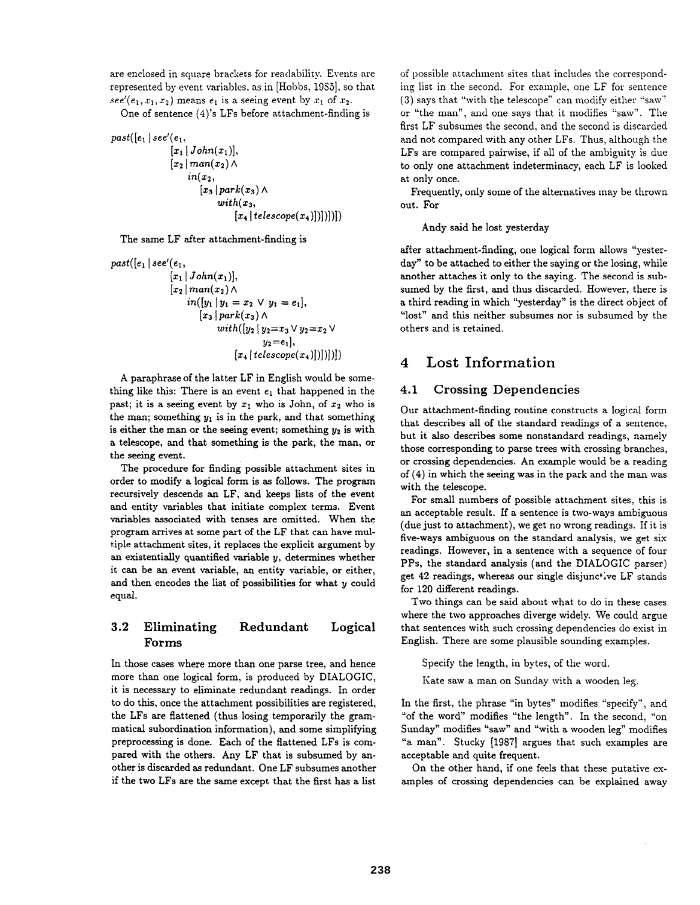are enclosed in square brackets for readability. Events are represented by event variables, as in [Hobbs, 1985], so that $see'(e_1, x_1, x_2)$ means $e_1$ is a seeing event by $x_1$ of $x_2$.

One of sentence (4)'s LFs before attachment-finding is

$$past([e_1 \mid see'(e_1, [x_1 \mid John(x_1)], [x_2 \mid man(x_2) \wedge in(x_2, [x_3 \mid park(x_3) \wedge with(x_3, [x_4 \mid telescope(x_4)])])])])$$

The same LF after attachment-finding is

$$past([e_1 \mid see'(e_1, [x_1 \mid John(x_1)], [x_2 \mid man(x_2) \wedge in([y_1 \mid y_1 = x_2 \vee y_1 = e_1], [x_3 \mid park(x_3) \wedge with([y_2 \mid y_2{=}x_3 \vee y_2{=}x_2 \vee y_2{=}e_1], [x_4 \mid telescope(x_4)])])])])$$

A paraphrase of the latter LF in English would be something like this: There is an event $e_1$ that happened in the past; it is a seeing event by $x_1$ who is John, of $x_2$ who is the man; something $y_1$ is in the park, and that something is either the man or the seeing event; something $y_2$ is with a telescope, and that something is the park, the man, or the seeing event.

The procedure for finding possible attachment sites in order to modify a logical form is as follows. The program recursively descends an LF, and keeps lists of the event and entity variables that initiate complex terms. Event variables associated with tenses are omitted. When the program arrives at some part of the LF that can have multiple attachment sites, it replaces the explicit argument by an existentially quantified variable $y$, determines whether it can be an event variable, an entity variable, or either, and then encodes the list of possibilities for what $y$ could equal.

### 3.2 Eliminating Redundant Logical Forms

In those cases where more than one parse tree, and hence more than one logical form, is produced by DIALOGIC, it is necessary to eliminate redundant readings. In order to do this, once the attachment possibilities are registered, the LFs are flattened (thus losing temporarily the grammatical subordination information), and some simplifying preprocessing is done. Each of the flattened LFs is compared with the others. Any LF that is subsumed by another is discarded as redundant. One LF subsumes another if the two LFs are the same except that the first has a list of possible attachment sites that includes the corresponding list in the second. For example, one LF for sentence (3) says that "with the telescope" can modify either "saw" or "the man", and one says that it modifies "saw". The first LF subsumes the second, and the second is discarded and not compared with any other LFs. Thus, although the LFs are compared pairwise, if all of the ambiguity is due to only one attachment indeterminacy, each LF is looked at only once.

Frequently, only some of the alternatives may be thrown out. For

> Andy said he lost yesterday

after attachment-finding, one logical form allows "yesterday" to be attached to either the saying or the losing, while another attaches it only to the saying. The second is subsumed by the first, and thus discarded. However, there is a third reading in which "yesterday" is the direct object of "lost" and this neither subsumes nor is subsumed by the others and is retained.

## 4 Lost Information

### 4.1 Crossing Dependencies

Our attachment-finding routine constructs a logical form that describes all of the standard readings of a sentence, but it also describes some nonstandard readings, namely those corresponding to parse trees with crossing branches, or crossing dependencies. An example would be a reading of (4) in which the seeing was in the park and the man was with the telescope.

For small numbers of possible attachment sites, this is an acceptable result. If a sentence is two-ways ambiguous (due just to attachment), we get no wrong readings. If it is five-ways ambiguous on the standard analysis, we get six readings. However, in a sentence with a sequence of four PPs, the standard analysis (and the DIALOGIC parser) get 42 readings, whereas our single disjunctive LF stands for 120 different readings.

Two things can be said about what to do in these cases where the two approaches diverge widely. We could argue that sentences with such crossing dependencies do exist in English. There are some plausible sounding examples.

> Specify the length, in bytes, of the word.
>
> Kate saw a man on Sunday with a wooden leg.

In the first, the phrase "in bytes" modifies "specify", and "of the word" modifies "the length". In the second, "on Sunday" modifies "saw" and "with a wooden leg" modifies "a man". Stucky [1987] argues that such examples are acceptable and quite frequent.

On the other hand, if one feels that these putative examples of crossing dependencies can be explained away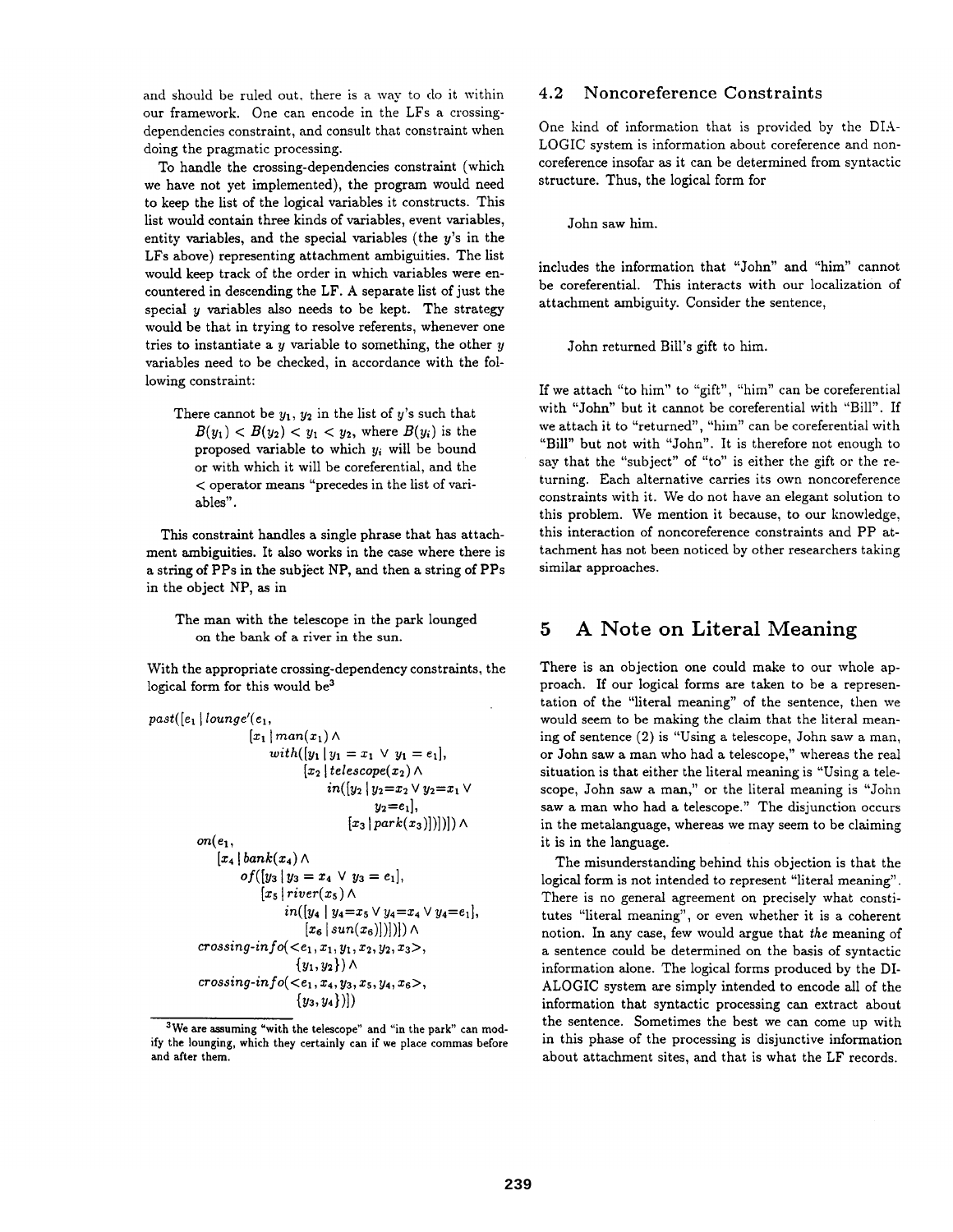and should be ruled out, there is a way to do it within our framework. One can encode in the LFs a crossing-dependencies constraint, and consult that constraint when doing the pragmatic processing.

To handle the crossing-dependencies constraint (which we have not yet implemented), the program would need to keep the list of the logical variables it constructs. This list would contain three kinds of variables, event variables, entity variables, and the special variables (the $y$'s in the LFs above) representing attachment ambiguities. The list would keep track of the order in which variables were encountered in descending the LF. A separate list of just the special $y$ variables also needs to be kept. The strategy would be that in trying to resolve referents, whenever one tries to instantiate a $y$ variable to something, the other $y$ variables need to be checked, in accordance with the following constraint:

> There cannot be $y_1$, $y_2$ in the list of $y$'s such that $B(y_1) < B(y_2) < y_1 < y_2$, where $B(y_i)$ is the proposed variable to which $y_i$ will be bound or with which it will be coreferential, and the $<$ operator means "precedes in the list of variables".

This constraint handles a single phrase that has attachment ambiguities. It also works in the case where there is a string of PPs in the subject NP, and then a string of PPs in the object NP, as in

> The man with the telescope in the park lounged on the bank of a river in the sun.

With the appropriate crossing-dependency constraints, the logical form for this would be[3]

$$
\begin{aligned}
&past([e_1 \mid lounge'(e_1,\\
&\qquad [x_1 \mid man(x_1) \wedge\\
&\qquad\quad with([y_1 \mid y_1 = x_1 \vee y_1 = e_1],\\
&\qquad\qquad [x_2 \mid telescope(x_2) \wedge\\
&\qquad\qquad\quad in([y_2 \mid y_2{=}x_2 \vee y_2{=}x_1 \vee\\
&\qquad\qquad\qquad y_2{=}e_1],\\
&\qquad\qquad\qquad [x_3 \mid park(x_3)])])])]) \wedge\\
&\quad on(e_1,\\
&\qquad [x_4 \mid bank(x_4) \wedge\\
&\qquad\quad of([y_3 \mid y_3 = x_4 \vee y_3 = e_1],\\
&\qquad\qquad [x_5 \mid river(x_5) \wedge\\
&\qquad\qquad\quad in([y_4 \mid y_4{=}x_5 \vee y_4{=}x_4 \vee y_4{=}e_1],\\
&\qquad\qquad\qquad [x_6 \mid sun(x_6)])])]) \wedge\\
&\quad crossing\text{-}info({<}e_1, x_1, y_1, x_2, y_2, x_3{>},\\
&\qquad\qquad \{y_1, y_2\}) \wedge\\
&\quad crossing\text{-}info({<}e_1, x_4, y_3, x_5, y_4, x_6{>},\\
&\qquad\qquad \{y_3, y_4\})])
\end{aligned}
$$

[3] We are assuming "with the telescope" and "in the park" can modify the lounging, which they certainly can if we place commas before and after them.

### 4.2 Noncoreference Constraints

One kind of information that is provided by the DIALOGIC system is information about coreference and noncoreference insofar as it can be determined from syntactic structure. Thus, the logical form for

> John saw him.

includes the information that "John" and "him" cannot be coreferential. This interacts with our localization of attachment ambiguity. Consider the sentence,

> John returned Bill's gift to him.

If we attach "to him" to "gift", "him" can be coreferential with "John" but it cannot be coreferential with "Bill". If we attach it to "returned", "him" can be coreferential with "Bill" but not with "John". It is therefore not enough to say that the "subject" of "to" is either the gift or the returning. Each alternative carries its own noncoreference constraints with it. We do not have an elegant solution to this problem. We mention it because, to our knowledge, this interaction of noncoreference constraints and PP attachment has not been noticed by other researchers taking similar approaches.

## 5 A Note on Literal Meaning

There is an objection one could make to our whole approach. If our logical forms are taken to be a representation of the "literal meaning" of the sentence, then we would seem to be making the claim that the literal meaning of sentence (2) is "Using a telescope, John saw a man, or John saw a man who had a telescope," whereas the real situation is that either the literal meaning is "Using a telescope, John saw a man," or the literal meaning is "John saw a man who had a telescope." The disjunction occurs in the metalanguage, whereas we may seem to be claiming it is in the language.

The misunderstanding behind this objection is that the logical form is not intended to represent "literal meaning". There is no general agreement on precisely what constitutes "literal meaning", or even whether it is a coherent notion. In any case, few would argue that *the* meaning of a sentence could be determined on the basis of syntactic information alone. The logical forms produced by the DIALOGIC system are simply intended to encode all of the information that syntactic processing can extract about the sentence. Sometimes the best we can come up with in this phase of the processing is disjunctive information about attachment sites, and that is what the LF records.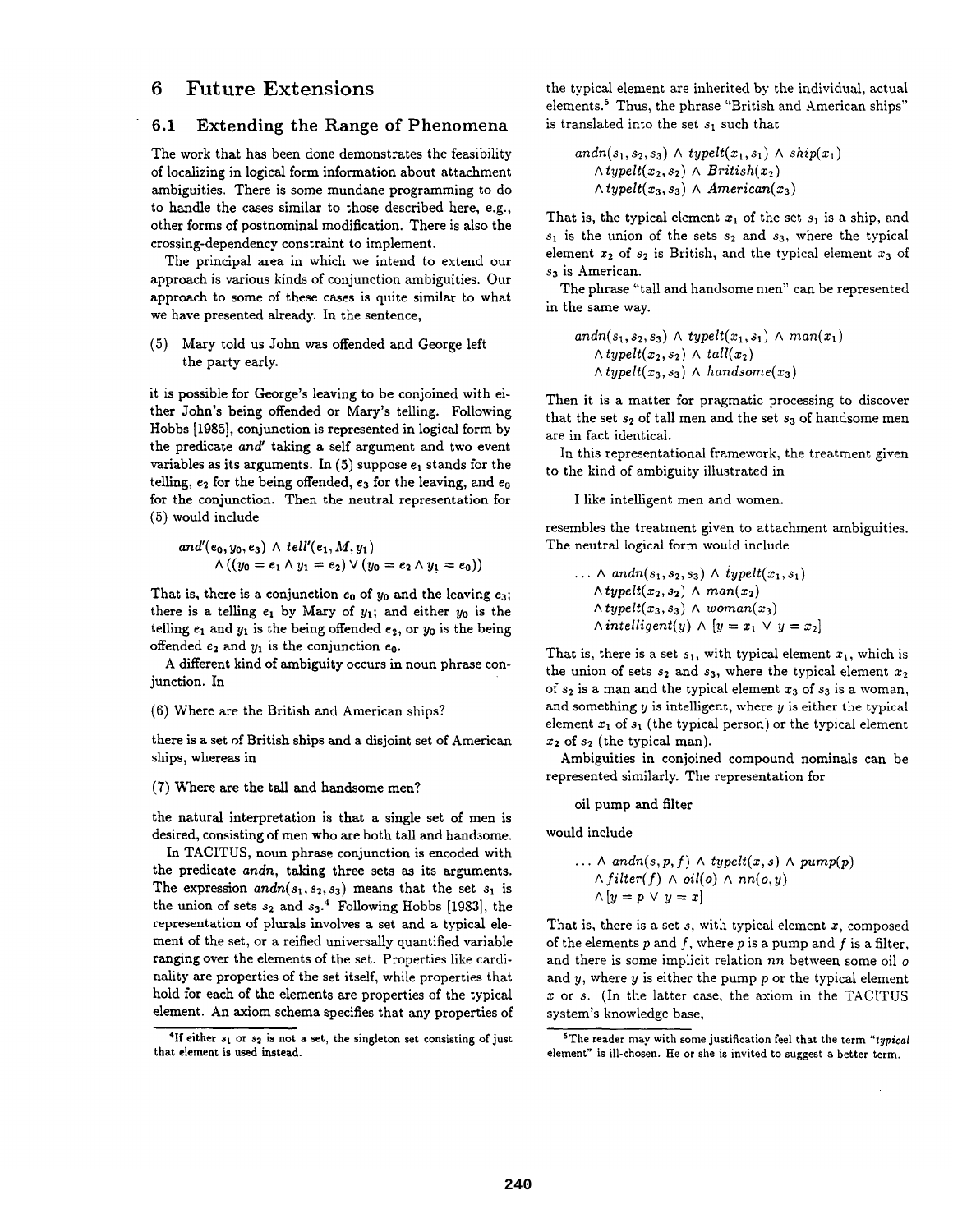## 6 Future Extensions

### 6.1 Extending the Range of Phenomena

The work that has been done demonstrates the feasibility of localizing in logical form information about attachment ambiguities. There is some mundane programming to do to handle the cases similar to those described here, e.g., other forms of postnominal modification. There is also the crossing-dependency constraint to implement.

The principal area in which we intend to extend our approach is various kinds of conjunction ambiguities. Our approach to some of these cases is quite similar to what we have presented already. In the sentence,

(5) Mary told us John was offended and George left the party early.

it is possible for George's leaving to be conjoined with either John's being offended or Mary's telling. Following Hobbs [1985], conjunction is represented in logical form by the predicate *and′* taking a self argument and two event variables as its arguments. In (5) suppose $e_1$ stands for the telling, $e_2$ for the being offended, $e_3$ for the leaving, and $e_0$ for the conjunction. Then the neutral representation for (5) would include

$$and'(e_0, y_0, e_3) \wedge tell'(e_1, M, y_1) \wedge ((y_0 = e_1 \wedge y_1 = e_2) \vee (y_0 = e_2 \wedge y_1 = e_0))$$

That is, there is a conjunction $e_0$ of $y_0$ and the leaving $e_3$; there is a telling $e_1$ by Mary of $y_1$; and either $y_0$ is the telling $e_1$ and $y_1$ is the being offended $e_2$, or $y_0$ is the being offended $e_2$ and $y_1$ is the conjunction $e_0$.

A different kind of ambiguity occurs in noun phrase conjunction. In

(6) Where are the British and American ships?

there is a set of British ships and a disjoint set of American ships, whereas in

(7) Where are the tall and handsome men?

the natural interpretation is that a single set of men is desired, consisting of men who are both tall and handsome.

In TACITUS, noun phrase conjunction is encoded with the predicate *andn*, taking three sets as its arguments. The expression $andn(s_1, s_2, s_3)$ means that the set $s_1$ is the union of sets $s_2$ and $s_3$.[4] Following Hobbs [1983], the representation of plurals involves a set and a typical element of the set, or a reified universally quantified variable ranging over the elements of the set. Properties like cardinality are properties of the set itself, while properties that hold for each of the elements are properties of the typical element. An axiom schema specifies that any properties of the typical element are inherited by the individual, actual elements.[5] Thus, the phrase "British and American ships" is translated into the set $s_1$ such that

$$andn(s_1, s_2, s_3) \wedge typelt(x_1, s_1) \wedge ship(x_1) \wedge typelt(x_2, s_2) \wedge British(x_2) \wedge typelt(x_3, s_3) \wedge American(x_3)$$

That is, the typical element $x_1$ of the set $s_1$ is a ship, and $s_1$ is the union of the sets $s_2$ and $s_3$, where the typical element $x_2$ of $s_2$ is British, and the typical element $x_3$ of $s_3$ is American.

The phrase "tall and handsome men" can be represented in the same way.

$$andn(s_1, s_2, s_3) \wedge typelt(x_1, s_1) \wedge man(x_1) \wedge typelt(x_2, s_2) \wedge tall(x_2) \wedge typelt(x_3, s_3) \wedge handsome(x_3)$$

Then it is a matter for pragmatic processing to discover that the set $s_2$ of tall men and the set $s_3$ of handsome men are in fact identical.

In this representational framework, the treatment given to the kind of ambiguity illustrated in

I like intelligent men and women.

resembles the treatment given to attachment ambiguities. The neutral logical form would include

$$\ldots \wedge andn(s_1, s_2, s_3) \wedge typelt(x_1, s_1) \wedge typelt(x_2, s_2) \wedge man(x_2) \wedge typelt(x_3, s_3) \wedge woman(x_3) \wedge intelligent(y) \wedge [y = x_1 \vee y = x_2]$$

That is, there is a set $s_1$, with typical element $x_1$, which is the union of sets $s_2$ and $s_3$, where the typical element $x_2$ of $s_2$ is a man and the typical element $x_3$ of $s_3$ is a woman, and something $y$ is intelligent, where $y$ is either the typical element $x_1$ of $s_1$ (the typical person) or the typical element $x_2$ of $s_2$ (the typical man).

Ambiguities in conjoined compound nominals can be represented similarly. The representation for

oil pump and filter

would include

$$\ldots \wedge andn(s, p, f) \wedge typelt(x, s) \wedge pump(p) \wedge filter(f) \wedge oil(o) \wedge nn(o, y) \wedge [y = p \vee y = x]$$

That is, there is a set $s$, with typical element $x$, composed of the elements $p$ and $f$, where $p$ is a pump and $f$ is a filter, and there is some implicit relation *nn* between some oil $o$ and $y$, where $y$ is either the pump $p$ or the typical element $x$ or $s$. (In the latter case, the axiom in the TACITUS system's knowledge base,

[4] If either $s_1$ or $s_2$ is not a set, the singleton set consisting of just that element is used instead.

[5] The reader may with some justification feel that the term "*typical* element" is ill-chosen. He or she is invited to suggest a better term.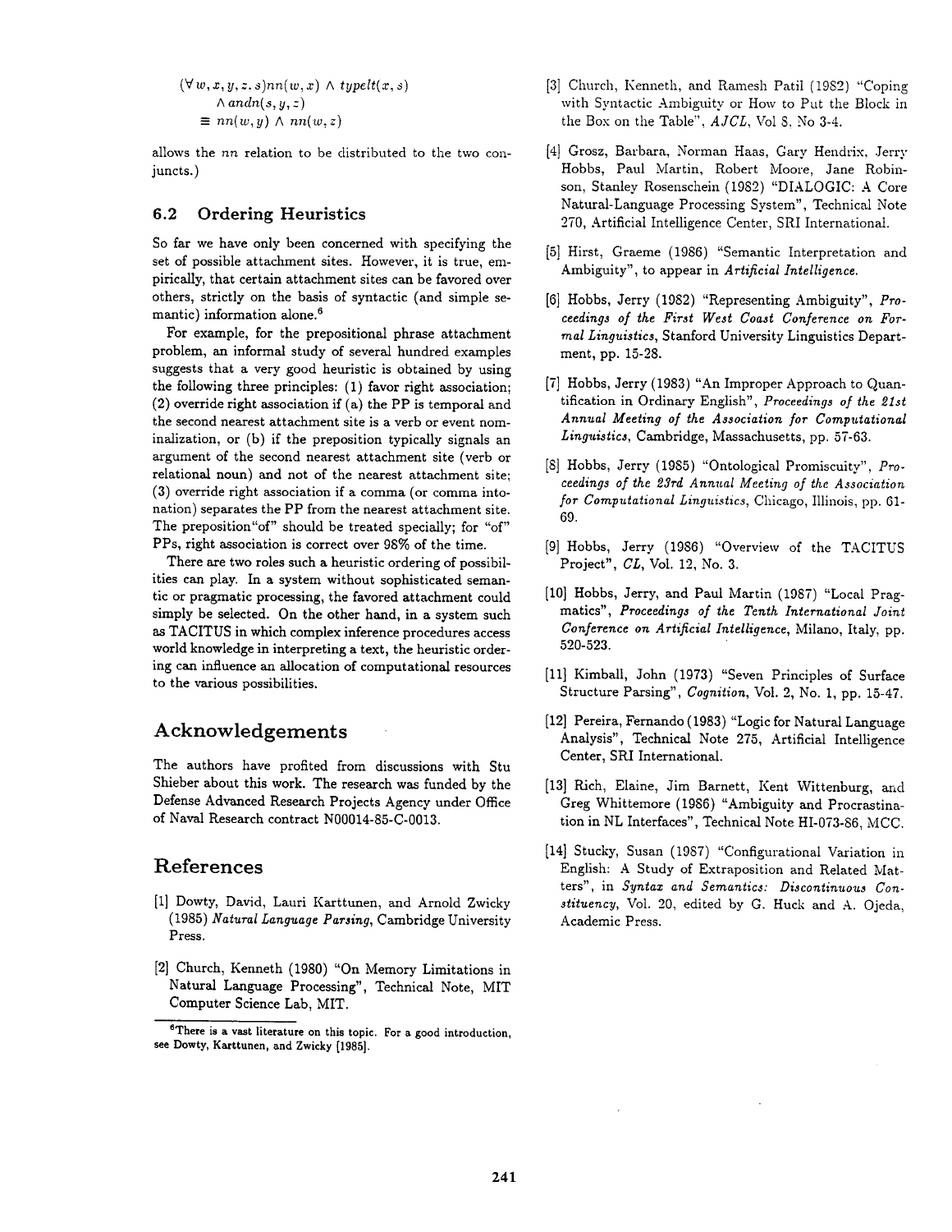$$(\forall w, x, y, z, s) nn(w, x) \wedge typelt(x, s) \\ \wedge andn(s, y, z) \\ \equiv nn(w, y) \wedge nn(w, z)$$

allows the $nn$ relation to be distributed to the two conjuncts.)

### 6.2 Ordering Heuristics

So far we have only been concerned with specifying the set of possible attachment sites. However, it is true, empirically, that certain attachment sites can be favored over others, strictly on the basis of syntactic (and simple semantic) information alone.[6]

For example, for the prepositional phrase attachment problem, an informal study of several hundred examples suggests that a very good heuristic is obtained by using the following three principles: (1) favor right association; (2) override right association if (a) the PP is temporal and the second nearest attachment site is a verb or event nominalization, or (b) if the preposition typically signals an argument of the second nearest attachment site (verb or relational noun) and not of the nearest attachment site; (3) override right association if a comma (or comma intonation) separates the PP from the nearest attachment site. The preposition "of" should be treated specially; for "of" PPs, right association is correct over 98% of the time.

There are two roles such a heuristic ordering of possibilities can play. In a system without sophisticated semantic or pragmatic processing, the favored attachment could simply be selected. On the other hand, in a system such as TACITUS in which complex inference procedures access world knowledge in interpreting a text, the heuristic ordering can influence an allocation of computational resources to the various possibilities.

## Acknowledgements

The authors have profited from discussions with Stu Shieber about this work. The research was funded by the Defense Advanced Research Projects Agency under Office of Naval Research contract N00014-85-C-0013.

## References

[1] Dowty, David, Lauri Karttunen, and Arnold Zwicky (1985) *Natural Language Parsing*, Cambridge University Press.

[2] Church, Kenneth (1980) "On Memory Limitations in Natural Language Processing", Technical Note, MIT Computer Science Lab, MIT.

[3] Church, Kenneth, and Ramesh Patil (1982) "Coping with Syntactic Ambiguity or How to Put the Block in the Box on the Table", *AJCL*, Vol 8, No 3-4.

[4] Grosz, Barbara, Norman Haas, Gary Hendrix, Jerry Hobbs, Paul Martin, Robert Moore, Jane Robinson, Stanley Rosenschein (1982) "DIALOGIC: A Core Natural-Language Processing System", Technical Note 270, Artificial Intelligence Center, SRI International.

[5] Hirst, Graeme (1986) "Semantic Interpretation and Ambiguity", to appear in *Artificial Intelligence*.

[6] Hobbs, Jerry (1982) "Representing Ambiguity", *Proceedings of the First West Coast Conference on Formal Linguistics*, Stanford University Linguistics Department, pp. 15-28.

[7] Hobbs, Jerry (1983) "An Improper Approach to Quantification in Ordinary English", *Proceedings of the 21st Annual Meeting of the Association for Computational Linguistics*, Cambridge, Massachusetts, pp. 57-63.

[8] Hobbs, Jerry (1985) "Ontological Promiscuity", *Proceedings of the 23rd Annual Meeting of the Association for Computational Linguistics*, Chicago, Illinois, pp. 61-69.

[9] Hobbs, Jerry (1986) "Overview of the TACITUS Project", *CL*, Vol. 12, No. 3.

[10] Hobbs, Jerry, and Paul Martin (1987) "Local Pragmatics", *Proceedings of the Tenth International Joint Conference on Artificial Intelligence*, Milano, Italy, pp. 520-523.

[11] Kimball, John (1973) "Seven Principles of Surface Structure Parsing", *Cognition*, Vol. 2, No. 1, pp. 15-47.

[12] Pereira, Fernando (1983) "Logic for Natural Language Analysis", Technical Note 275, Artificial Intelligence Center, SRI International.

[13] Rich, Elaine, Jim Barnett, Kent Wittenburg, and Greg Whittemore (1986) "Ambiguity and Procrastination in NL Interfaces", Technical Note HI-073-86, MCC.

[14] Stucky, Susan (1987) "Configurational Variation in English: A Study of Extraposition and Related Matters", in *Syntax and Semantics: Discontinuous Constituency*, Vol. 20, edited by G. Huck and A. Ojeda, Academic Press.

[6] There is a vast literature on this topic. For a good introduction, see Dowty, Karttunen, and Zwicky [1985].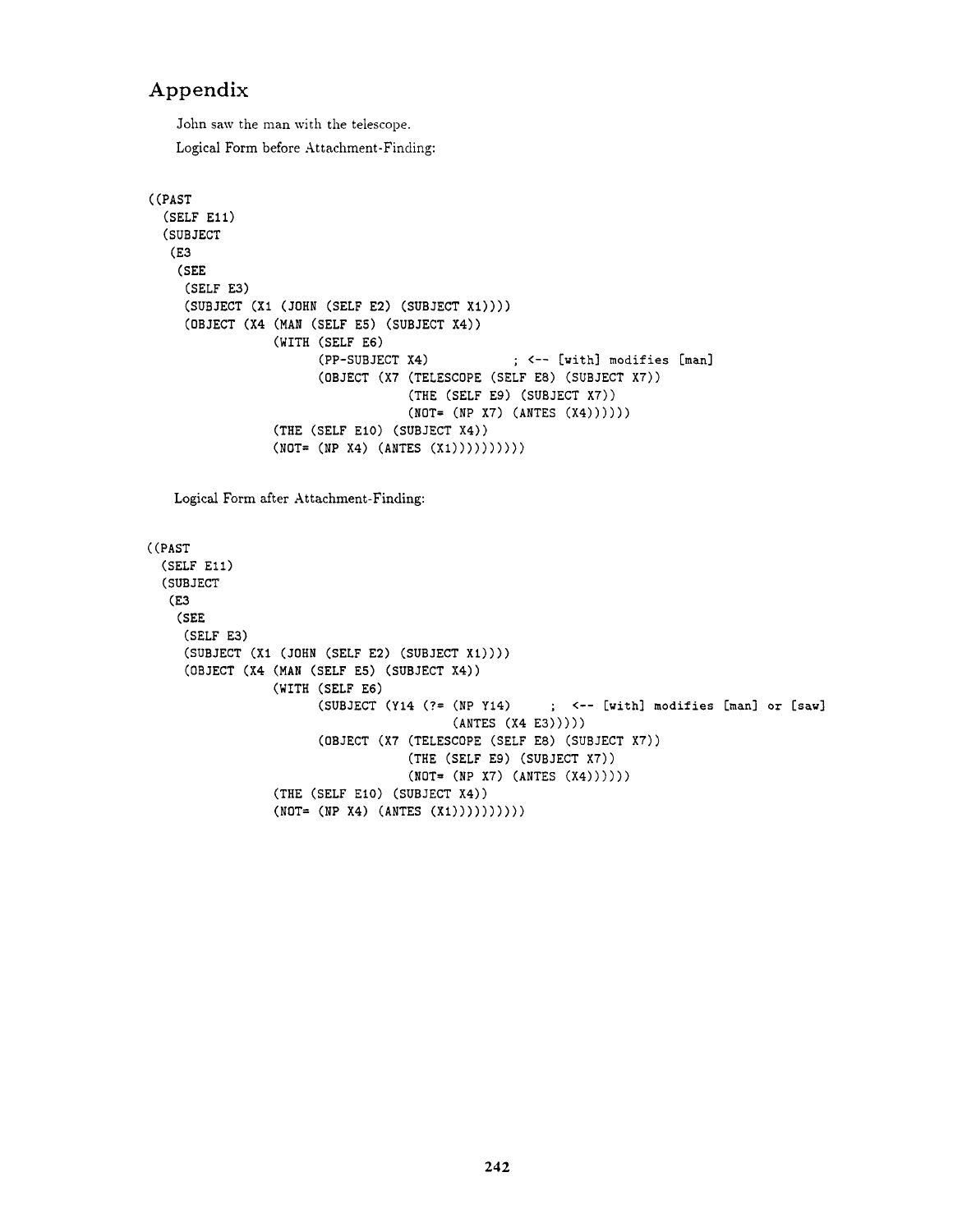## Appendix

John saw the man with the telescope.

Logical Form before Attachment-Finding:

```
((PAST
  (SELF E11)
  (SUBJECT
   (E3
    (SEE
     (SELF E3)
     (SUBJECT (X1 (JOHN (SELF E2) (SUBJECT X1))))
     (OBJECT (X4 (MAN (SELF E5) (SUBJECT X4))
                 (WITH (SELF E6)
                       (PP-SUBJECT X4)           ; <-- [with] modifies [man]
                       (OBJECT (X7 (TELESCOPE (SELF E8) (SUBJECT X7))
                                   (THE (SELF E9) (SUBJECT X7))
                                   (NOT= (NP X7) (ANTES (X4))))))
                 (THE (SELF E10) (SUBJECT X4))
                 (NOT= (NP X4) (ANTES (X1))))))))))
```

Logical Form after Attachment-Finding:

```
((PAST
  (SELF E11)
  (SUBJECT
   (E3
    (SEE
     (SELF E3)
     (SUBJECT (X1 (JOHN (SELF E2) (SUBJECT X1))))
     (OBJECT (X4 (MAN (SELF E5) (SUBJECT X4))
                 (WITH (SELF E6)
                       (SUBJECT (Y14 (?= (NP Y14)     ;  <-- [with] modifies [man] or [saw]
                                         (ANTES (X4 E3)))))
                       (OBJECT (X7 (TELESCOPE (SELF E8) (SUBJECT X7))
                                   (THE (SELF E9) (SUBJECT X7))
                                   (NOT= (NP X7) (ANTES (X4))))))
                 (THE (SELF E10) (SUBJECT X4))
                 (NOT= (NP X4) (ANTES (X1))))))))))
```